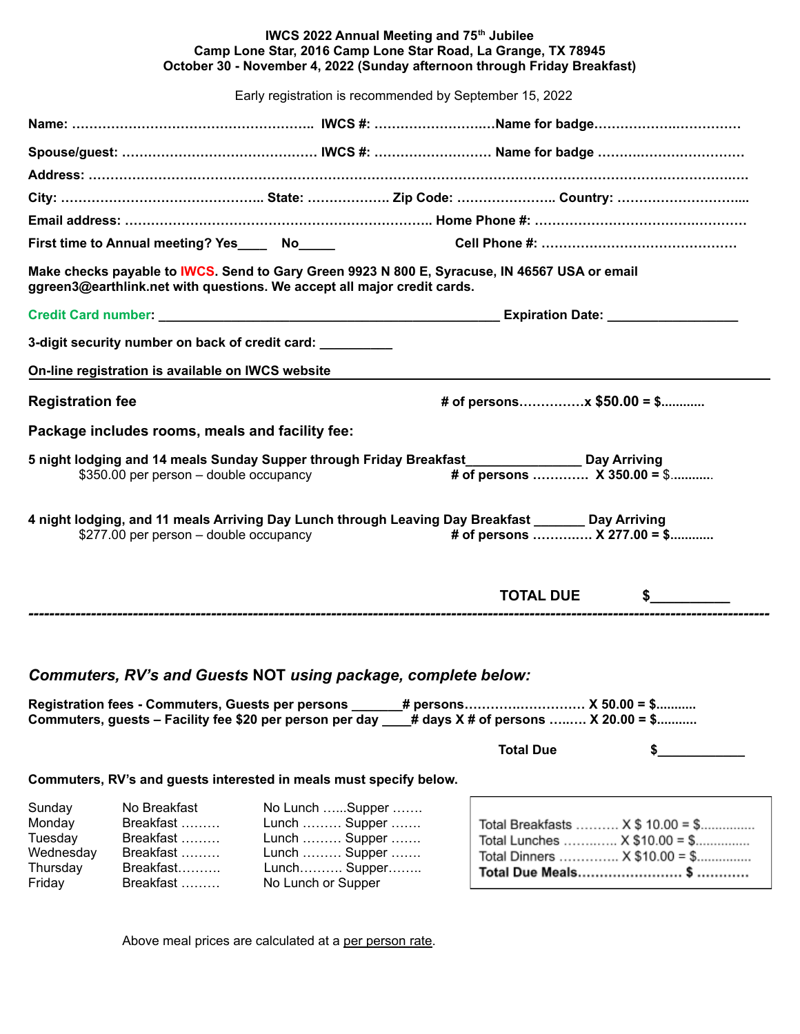**IWCS 2022 Annual Meeting and 75th Jubilee**
**Camp Lone Star, 2016 Camp Lone Star Road, La Grange, TX 78945**
**October 30 - November 4, 2022 (Sunday afternoon through Friday Breakfast)**

Early registration is recommended by September 15, 2022

**Name: ……………………………………………….. IWCS #: ……………………….Name for badge…………………………….**

**Spouse/guest: ……………………………………… IWCS #: ……………………… Name for badge ……………………………**

**Address: ……………………………………………………………………………………………………………………………**

**City: ……………………………………….. State: ……………… Zip Code: ………………….. Country: ……………………….**

**Email address: ………………………………………………………….. Home Phone #: ………………………………………….**

**First time to Annual meeting? Yes____ No_____ Cell Phone #: ………………………………………**

**Make checks payable to IWCS. Send to Gary Green 9923 N 800 E, Syracuse, IN 46567 USA or email ggreen3@earthlink.net with questions. We accept all major credit cards.**

**Credit Card number: ________________________________________________ Expiration Date: __________________**

**3-digit security number on back of credit card: __________**

**On-line registration is available on IWCS website**

**Registration fee** **# of persons……………x $50.00 = $…………**

**Package includes rooms, meals and facility fee:**

**5 night lodging and 14 meals Sunday Supper through Friday Breakfast________________ Day Arriving**
$350.00 per person – double occupancy **# of persons ………… X 350.00 = $………..**

**4 night lodging, and 11 meals Arriving Day Lunch through Leaving Day Breakfast _______ Day Arriving**
$277.00 per person – double occupancy **# of persons …………. X 277.00 = $…………**

**TOTAL DUE $__________**

---

***Commuters, RV's and Guests* NOT *using package, complete below:***

**Registration fees - Commuters, Guests per persons _______# persons……………………… X 50.00 = $………..**
**Commuters, guests – Facility fee $20 per person per day ____# days X # of persons ……… X 20.00 = $………..**

**Total Due $____________**

**Commuters, RV's and guests interested in meals must specify below.**

| | | |
|---|---|---|
| Sunday | No Breakfast | No Lunch ……Supper ……. |
| Monday | Breakfast ……… | Lunch ……… Supper ……. |
| Tuesday | Breakfast ……… | Lunch ……… Supper ……. |
| Wednesday | Breakfast ……… | Lunch ……… Supper ……. |
| Thursday | Breakfast………. | Lunch………. Supper…….. |
| Friday | Breakfast ……… | No Lunch or Supper |

Total Breakfasts ………. X $ 10.00 = $……………
Total Lunches …………. X $10.00 = $……………
Total Dinners ………….. X $10.00 = $……………
**Total Due Meals…………………… $ …………**

Above meal prices are calculated at a per person rate.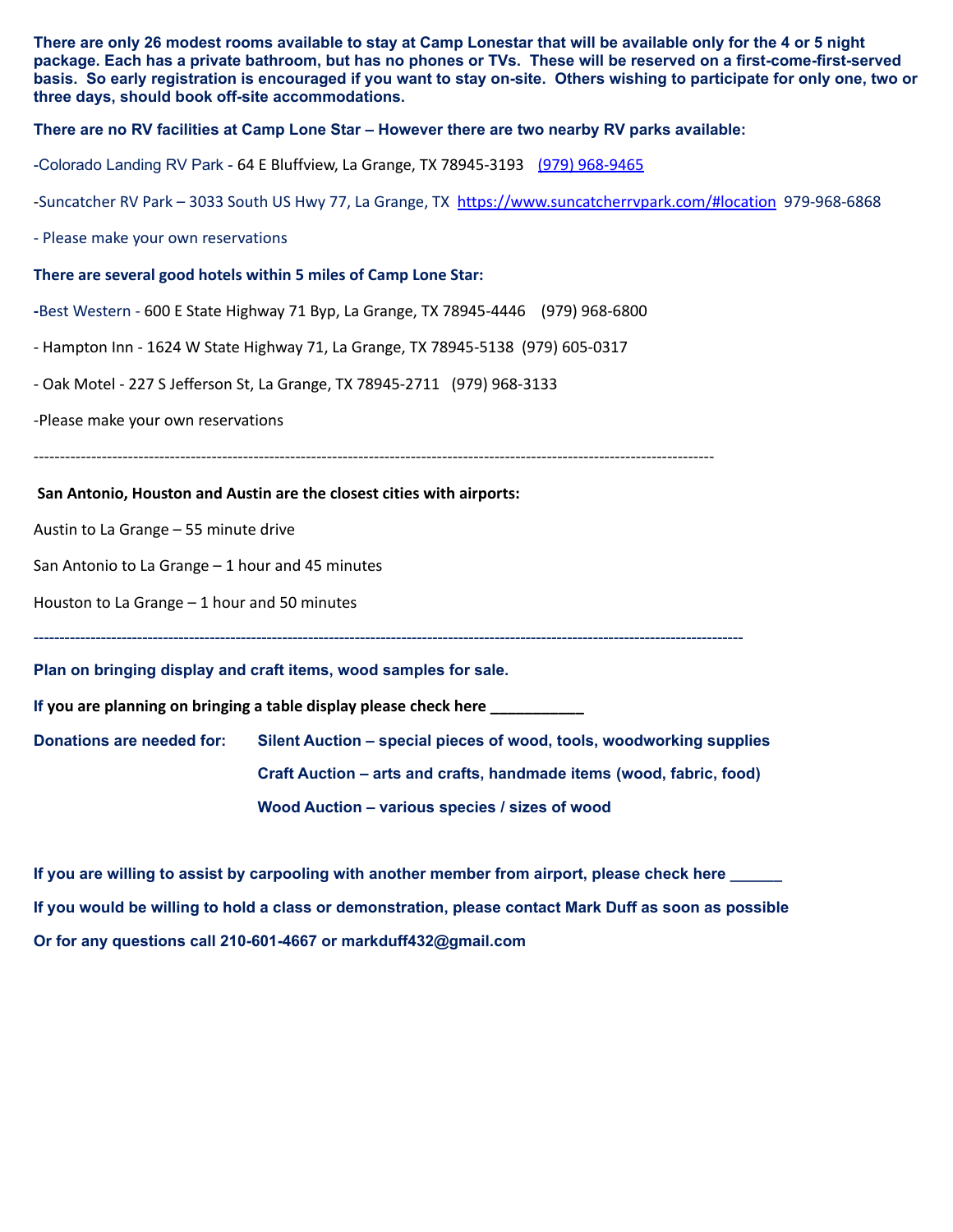**There are only 26 modest rooms available to stay at Camp Lonestar that will be available only for the 4 or 5 night package. Each has a private bathroom, but has no phones or TVs. These will be reserved on a first-come-first-served basis. So early registration is encouraged if you want to stay on-site. Others wishing to participate for only one, two or three days, should book off-site accommodations.**

**There are no RV facilities at Camp Lone Star – However there are two nearby RV parks available:**

-Colorado Landing RV Park - 64 E Bluffview, La Grange, TX 78945-3193 (979) 968-9465

-Suncatcher RV Park – 3033 South US Hwy 77, La Grange, TX https://www.suncatcherrvpark.com/#location 979-968-6868

- Please make your own reservations

**There are several good hotels within 5 miles of Camp Lone Star:**

-Best Western - 600 E State Highway 71 Byp, La Grange, TX 78945-4446 (979) 968-6800

- Hampton Inn - 1624 W State Highway 71, La Grange, TX 78945-5138 (979) 605-0317

- Oak Motel - 227 S Jefferson St, La Grange, TX 78945-2711 (979) 968-3133

-Please make your own reservations

---

**San Antonio, Houston and Austin are the closest cities with airports:**

Austin to La Grange – 55 minute drive

San Antonio to La Grange – 1 hour and 45 minutes

Houston to La Grange – 1 hour and 50 minutes

---

**Plan on bringing display and craft items, wood samples for sale.**

**If you are planning on bringing a table display please check here ___________**

**Donations are needed for:** **Silent Auction – special pieces of wood, tools, woodworking supplies**

**Craft Auction – arts and crafts, handmade items (wood, fabric, food)**

**Wood Auction – various species / sizes of wood**

**If you are willing to assist by carpooling with another member from airport, please check here ______**

**If you would be willing to hold a class or demonstration, please contact Mark Duff as soon as possible**

**Or for any questions call 210-601-4667 or markduff432@gmail.com**